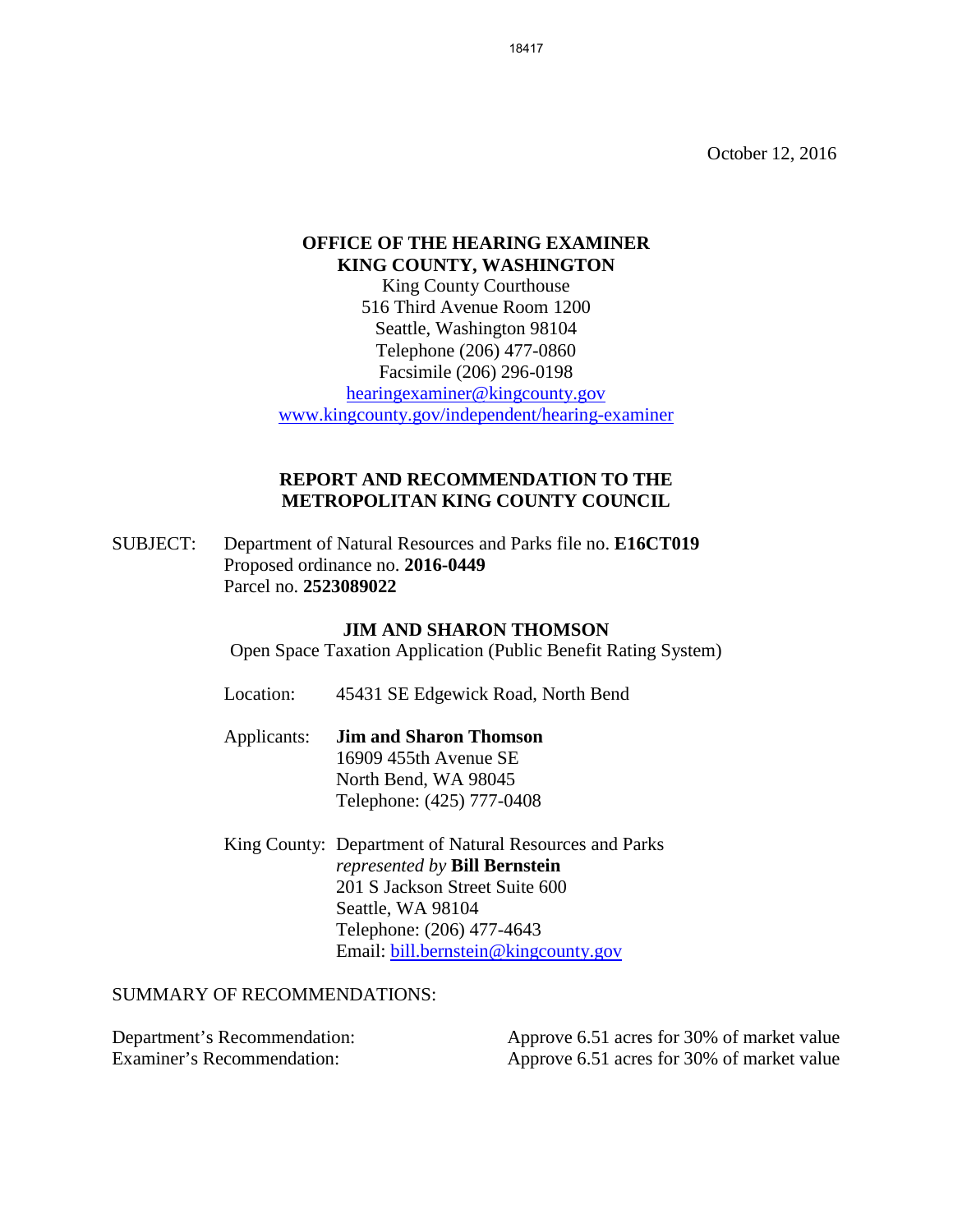October 12, 2016

**OFFICE OF THE HEARING EXAMINER**
**KING COUNTY, WASHINGTON**
King County Courthouse
516 Third Avenue Room 1200
Seattle, Washington 98104
Telephone (206) 477-0860
Facsimile (206) 296-0198
hearingexaminer@kingcounty.gov
www.kingcounty.gov/independent/hearing-examiner

## REPORT AND RECOMMENDATION TO THE METROPOLITAN KING COUNTY COUNCIL

SUBJECT: Department of Natural Resources and Parks file no. **E16CT019**
Proposed ordinance no. **2016-0449**
Parcel no. **2523089022**

**JIM AND SHARON THOMSON**
Open Space Taxation Application (Public Benefit Rating System)

Location: 45431 SE Edgewick Road, North Bend

Applicants: **Jim and Sharon Thomson**
16909 455th Avenue SE
North Bend, WA 98045
Telephone: (425) 777-0408

King County: Department of Natural Resources and Parks
*represented by* **Bill Bernstein**
201 S Jackson Street Suite 600
Seattle, WA 98104
Telephone: (206) 477-4643
Email: bill.bernstein@kingcounty.gov

SUMMARY OF RECOMMENDATIONS:

Department's Recommendation: Approve 6.51 acres for 30% of market value
Examiner's Recommendation: Approve 6.51 acres for 30% of market value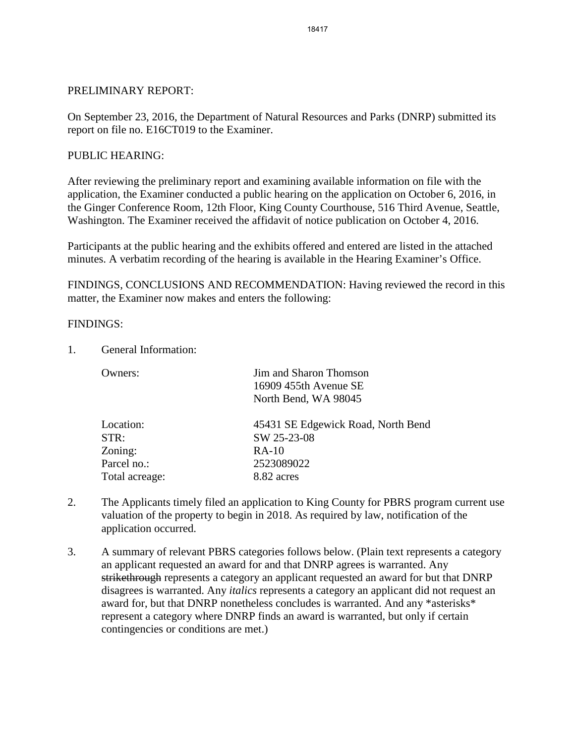PRELIMINARY REPORT:

On September 23, 2016, the Department of Natural Resources and Parks (DNRP) submitted its report on file no. E16CT019 to the Examiner.

PUBLIC HEARING:

After reviewing the preliminary report and examining available information on file with the application, the Examiner conducted a public hearing on the application on October 6, 2016, in the Ginger Conference Room, 12th Floor, King County Courthouse, 516 Third Avenue, Seattle, Washington. The Examiner received the affidavit of notice publication on October 4, 2016.

Participants at the public hearing and the exhibits offered and entered are listed in the attached minutes. A verbatim recording of the hearing is available in the Hearing Examiner's Office.

FINDINGS, CONCLUSIONS AND RECOMMENDATION: Having reviewed the record in this matter, the Examiner now makes and enters the following:

FINDINGS:

1. General Information:

| | |
|---|---|
| Owners: | Jim and Sharon Thomson<br>16909 455th Avenue SE<br>North Bend, WA 98045 |
| Location: | 45431 SE Edgewick Road, North Bend |
| STR: | SW 25-23-08 |
| Zoning: | RA-10 |
| Parcel no.: | 2523089022 |
| Total acreage: | 8.82 acres |

2. The Applicants timely filed an application to King County for PBRS program current use valuation of the property to begin in 2018. As required by law, notification of the application occurred.

3. A summary of relevant PBRS categories follows below. (Plain text represents a category an applicant requested an award for and that DNRP agrees is warranted. Any ~~strikethrough~~ represents a category an applicant requested an award for but that DNRP disagrees is warranted. Any *italics* represents a category an applicant did not request an award for, but that DNRP nonetheless concludes is warranted. And any *asterisks* represent a category where DNRP finds an award is warranted, but only if certain contingencies or conditions are met.)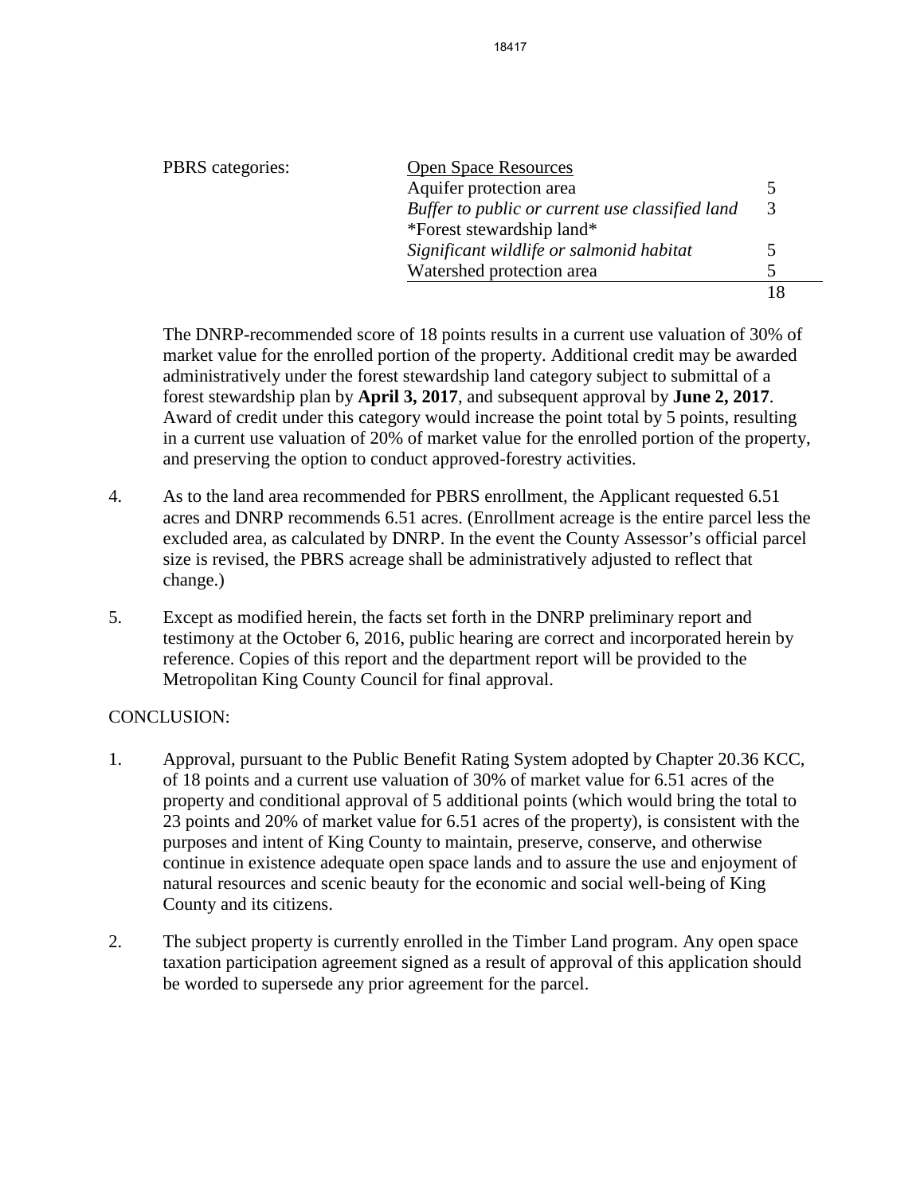PBRS categories:

| Open Space Resources | |
|---|---|
| Aquifer protection area | 5 |
| *Buffer to public or current use classified land* | 3 |
| *Forest stewardship land* | |
| *Significant wildlife or salmonid habitat* | 5 |
| Watershed protection area | 5 |
| | 18 |

The DNRP-recommended score of 18 points results in a current use valuation of 30% of market value for the enrolled portion of the property. Additional credit may be awarded administratively under the forest stewardship land category subject to submittal of a forest stewardship plan by **April 3, 2017**, and subsequent approval by **June 2, 2017**. Award of credit under this category would increase the point total by 5 points, resulting in a current use valuation of 20% of market value for the enrolled portion of the property, and preserving the option to conduct approved-forestry activities.

4. As to the land area recommended for PBRS enrollment, the Applicant requested 6.51 acres and DNRP recommends 6.51 acres. (Enrollment acreage is the entire parcel less the excluded area, as calculated by DNRP. In the event the County Assessor's official parcel size is revised, the PBRS acreage shall be administratively adjusted to reflect that change.)

5. Except as modified herein, the facts set forth in the DNRP preliminary report and testimony at the October 6, 2016, public hearing are correct and incorporated herein by reference. Copies of this report and the department report will be provided to the Metropolitan King County Council for final approval.

CONCLUSION:

1. Approval, pursuant to the Public Benefit Rating System adopted by Chapter 20.36 KCC, of 18 points and a current use valuation of 30% of market value for 6.51 acres of the property and conditional approval of 5 additional points (which would bring the total to 23 points and 20% of market value for 6.51 acres of the property), is consistent with the purposes and intent of King County to maintain, preserve, conserve, and otherwise continue in existence adequate open space lands and to assure the use and enjoyment of natural resources and scenic beauty for the economic and social well-being of King County and its citizens.

2. The subject property is currently enrolled in the Timber Land program. Any open space taxation participation agreement signed as a result of approval of this application should be worded to supersede any prior agreement for the parcel.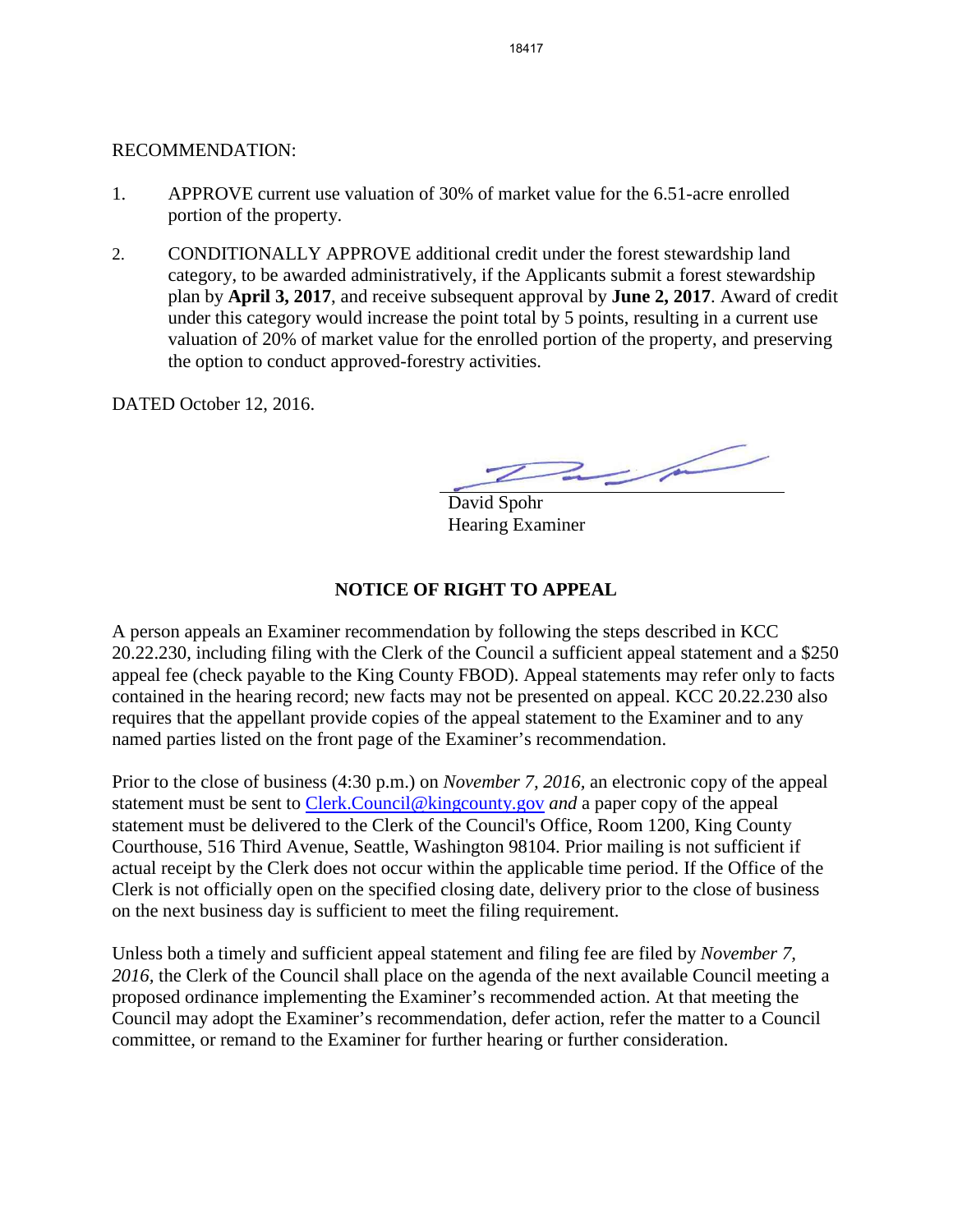RECOMMENDATION:

1. APPROVE current use valuation of 30% of market value for the 6.51-acre enrolled portion of the property.

2. CONDITIONALLY APPROVE additional credit under the forest stewardship land category, to be awarded administratively, if the Applicants submit a forest stewardship plan by **April 3, 2017**, and receive subsequent approval by **June 2, 2017**. Award of credit under this category would increase the point total by 5 points, resulting in a current use valuation of 20% of market value for the enrolled portion of the property, and preserving the option to conduct approved-forestry activities.

DATED October 12, 2016.

David Spohr
Hearing Examiner

## NOTICE OF RIGHT TO APPEAL

A person appeals an Examiner recommendation by following the steps described in KCC 20.22.230, including filing with the Clerk of the Council a sufficient appeal statement and a $250 appeal fee (check payable to the King County FBOD). Appeal statements may refer only to facts contained in the hearing record; new facts may not be presented on appeal. KCC 20.22.230 also requires that the appellant provide copies of the appeal statement to the Examiner and to any named parties listed on the front page of the Examiner's recommendation.

Prior to the close of business (4:30 p.m.) on *November 7, 2016,* an electronic copy of the appeal statement must be sent to Clerk.Council@kingcounty.gov *and* a paper copy of the appeal statement must be delivered to the Clerk of the Council's Office, Room 1200, King County Courthouse, 516 Third Avenue, Seattle, Washington 98104. Prior mailing is not sufficient if actual receipt by the Clerk does not occur within the applicable time period. If the Office of the Clerk is not officially open on the specified closing date, delivery prior to the close of business on the next business day is sufficient to meet the filing requirement.

Unless both a timely and sufficient appeal statement and filing fee are filed by *November 7, 2016,* the Clerk of the Council shall place on the agenda of the next available Council meeting a proposed ordinance implementing the Examiner's recommended action. At that meeting the Council may adopt the Examiner's recommendation, defer action, refer the matter to a Council committee, or remand to the Examiner for further hearing or further consideration.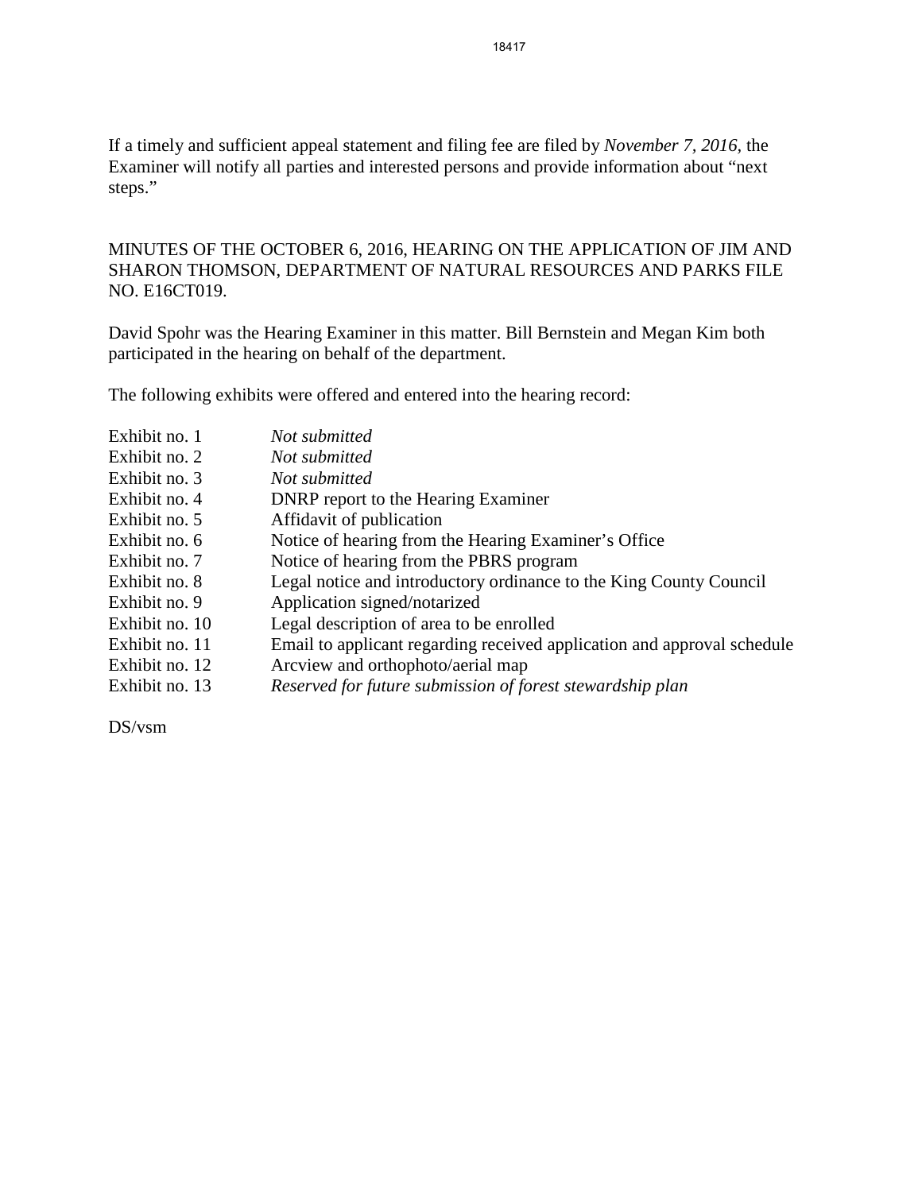If a timely and sufficient appeal statement and filing fee are filed by *November 7, 2016*, the Examiner will notify all parties and interested persons and provide information about "next steps."

MINUTES OF THE OCTOBER 6, 2016, HEARING ON THE APPLICATION OF JIM AND SHARON THOMSON, DEPARTMENT OF NATURAL RESOURCES AND PARKS FILE NO. E16CT019.

David Spohr was the Hearing Examiner in this matter. Bill Bernstein and Megan Kim both participated in the hearing on behalf of the department.

The following exhibits were offered and entered into the hearing record:

| | |
|---|---|
| Exhibit no. 1 | *Not submitted* |
| Exhibit no. 2 | *Not submitted* |
| Exhibit no. 3 | *Not submitted* |
| Exhibit no. 4 | DNRP report to the Hearing Examiner |
| Exhibit no. 5 | Affidavit of publication |
| Exhibit no. 6 | Notice of hearing from the Hearing Examiner's Office |
| Exhibit no. 7 | Notice of hearing from the PBRS program |
| Exhibit no. 8 | Legal notice and introductory ordinance to the King County Council |
| Exhibit no. 9 | Application signed/notarized |
| Exhibit no. 10 | Legal description of area to be enrolled |
| Exhibit no. 11 | Email to applicant regarding received application and approval schedule |
| Exhibit no. 12 | Arcview and orthophoto/aerial map |
| Exhibit no. 13 | *Reserved for future submission of forest stewardship plan* |

DS/vsm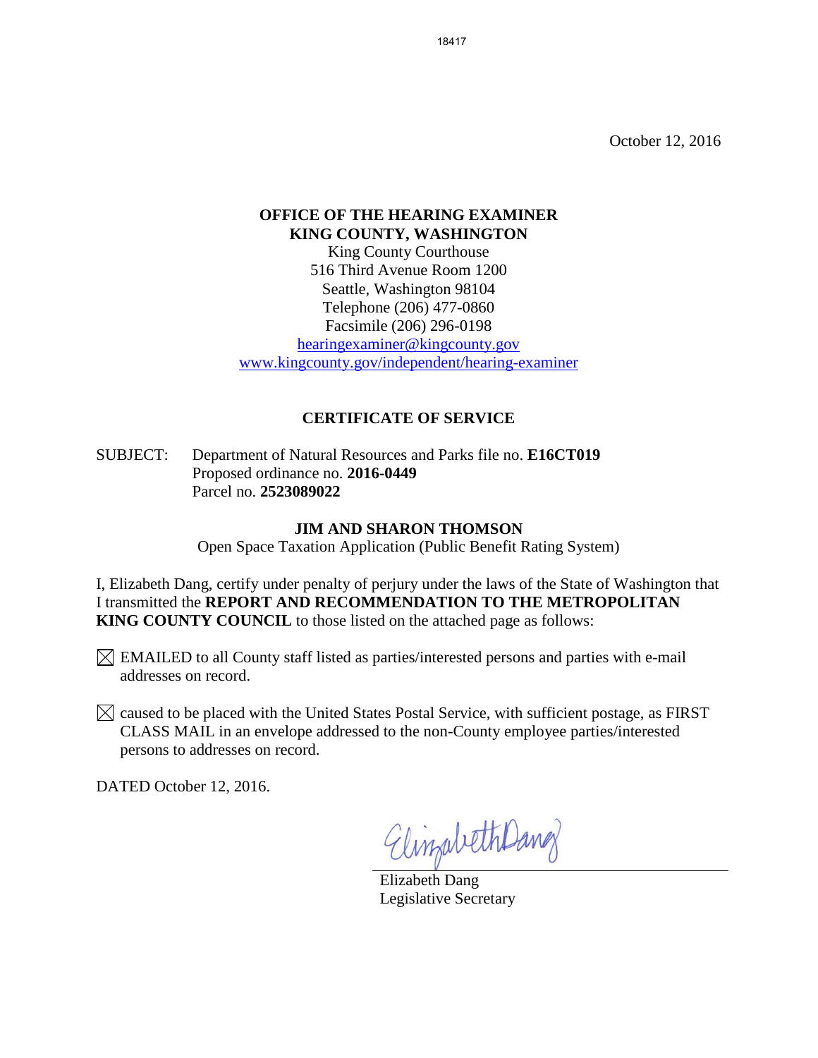October 12, 2016

**OFFICE OF THE HEARING EXAMINER**
**KING COUNTY, WASHINGTON**
King County Courthouse
516 Third Avenue Room 1200
Seattle, Washington 98104
Telephone (206) 477-0860
Facsimile (206) 296-0198
hearingexaminer@kingcounty.gov
www.kingcounty.gov/independent/hearing-examiner

## CERTIFICATE OF SERVICE

SUBJECT: Department of Natural Resources and Parks file no. **E16CT019**
Proposed ordinance no. **2016-0449**
Parcel no. **2523089022**

**JIM AND SHARON THOMSON**
Open Space Taxation Application (Public Benefit Rating System)

I, Elizabeth Dang, certify under penalty of perjury under the laws of the State of Washington that I transmitted the **REPORT AND RECOMMENDATION TO THE METROPOLITAN KING COUNTY COUNCIL** to those listed on the attached page as follows:

☒ EMAILED to all County staff listed as parties/interested persons and parties with e-mail addresses on record.

☒ caused to be placed with the United States Postal Service, with sufficient postage, as FIRST CLASS MAIL in an envelope addressed to the non-County employee parties/interested persons to addresses on record.

DATED October 12, 2016.

Elizabeth Dang
Legislative Secretary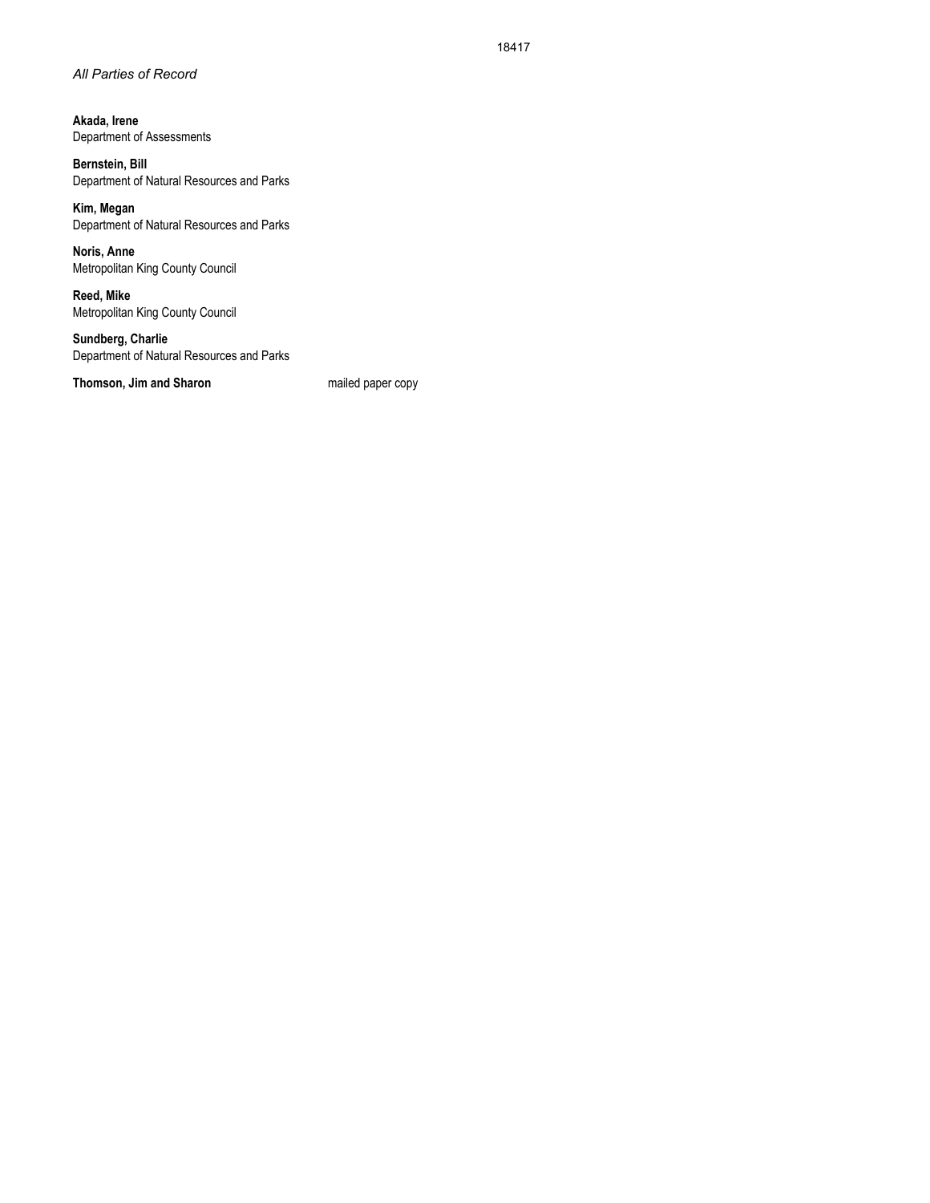*All Parties of Record*

**Akada, Irene**
Department of Assessments

**Bernstein, Bill**
Department of Natural Resources and Parks

**Kim, Megan**
Department of Natural Resources and Parks

**Noris, Anne**
Metropolitan King County Council

**Reed, Mike**
Metropolitan King County Council

**Sundberg, Charlie**
Department of Natural Resources and Parks

**Thomson, Jim and Sharon** mailed paper copy